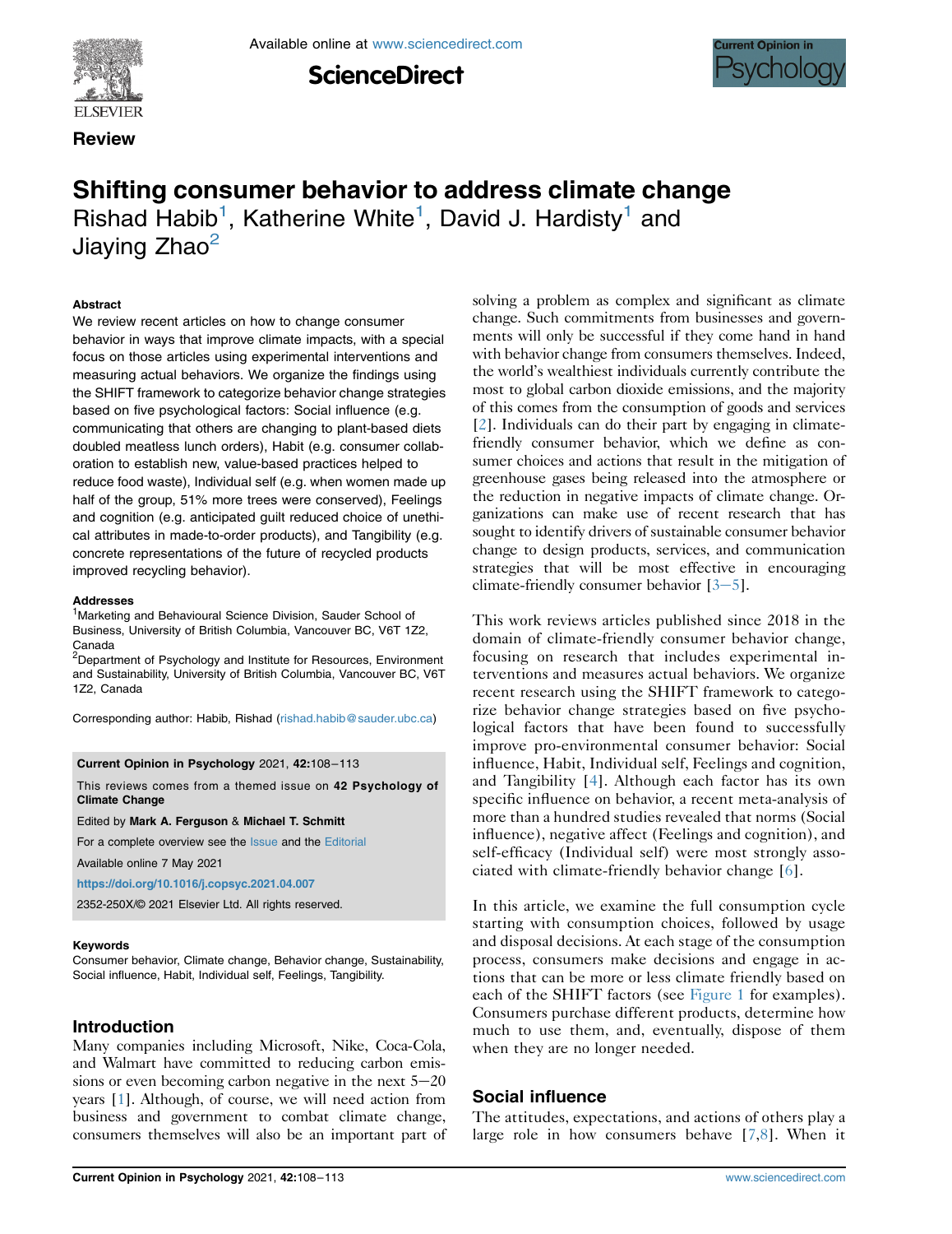Review

# Shifting consumer behavior to address climate change

Rishad Habib[1], Katherine White[1], David J. Hardisty[1] and Jiaying Zhao[2]

### Abstract

We review recent articles on how to change consumer behavior in ways that improve climate impacts, with a special focus on those articles using experimental interventions and measuring actual behaviors. We organize the findings using the SHIFT framework to categorize behavior change strategies based on five psychological factors: Social influence (e.g. communicating that others are changing to plant-based diets doubled meatless lunch orders), Habit (e.g. consumer collaboration to establish new, value-based practices helped to reduce food waste), Individual self (e.g. when women made up half of the group, 51% more trees were conserved), Feelings and cognition (e.g. anticipated guilt reduced choice of unethical attributes in made-to-order products), and Tangibility (e.g. concrete representations of the future of recycled products improved recycling behavior).

### Addresses

[1]Marketing and Behavioural Science Division, Sauder School of Business, University of British Columbia, Vancouver BC, V6T 1Z2, Canada

[2]Department of Psychology and Institute for Resources, Environment and Sustainability, University of British Columbia, Vancouver BC, V6T 1Z2, Canada

Corresponding author: Habib, Rishad (rishad.habib@sauder.ubc.ca)

**Current Opinion in Psychology** 2021, **42**:108–113

This reviews comes from a themed issue on **42 Psychology of Climate Change**

Edited by **Mark A. Ferguson** & **Michael T. Schmitt**

For a complete overview see the Issue and the Editorial

Available online 7 May 2021

https://doi.org/10.1016/j.copsyc.2021.04.007

2352-250X/© 2021 Elsevier Ltd. All rights reserved.

### Keywords

Consumer behavior, Climate change, Behavior change, Sustainability, Social influence, Habit, Individual self, Feelings, Tangibility.

## Introduction

Many companies including Microsoft, Nike, Coca-Cola, and Walmart have committed to reducing carbon emissions or even becoming carbon negative in the next 5–20 years [1]. Although, of course, we will need action from business and government to combat climate change, consumers themselves will also be an important part of solving a problem as complex and significant as climate change. Such commitments from businesses and governments will only be successful if they come hand in hand with behavior change from consumers themselves. Indeed, the world's wealthiest individuals currently contribute the most to global carbon dioxide emissions, and the majority of this comes from the consumption of goods and services [2]. Individuals can do their part by engaging in climate-friendly consumer behavior, which we define as consumer choices and actions that result in the mitigation of greenhouse gases being released into the atmosphere or the reduction in negative impacts of climate change. Organizations can make use of recent research that has sought to identify drivers of sustainable consumer behavior change to design products, services, and communication strategies that will be most effective in encouraging climate-friendly consumer behavior [3–5].

This work reviews articles published since 2018 in the domain of climate-friendly consumer behavior change, focusing on research that includes experimental interventions and measures actual behaviors. We organize recent research using the SHIFT framework to categorize behavior change strategies based on five psychological factors that have been found to successfully improve pro-environmental consumer behavior: Social influence, Habit, Individual self, Feelings and cognition, and Tangibility [4]. Although each factor has its own specific influence on behavior, a recent meta-analysis of more than a hundred studies revealed that norms (Social influence), negative affect (Feelings and cognition), and self-efficacy (Individual self) were most strongly associated with climate-friendly behavior change [6].

In this article, we examine the full consumption cycle starting with consumption choices, followed by usage and disposal decisions. At each stage of the consumption process, consumers make decisions and engage in actions that can be more or less climate friendly based on each of the SHIFT factors (see Figure 1 for examples). Consumers purchase different products, determine how much to use them, and, eventually, dispose of them when they are no longer needed.

## Social influence

The attitudes, expectations, and actions of others play a large role in how consumers behave [7,8]. When it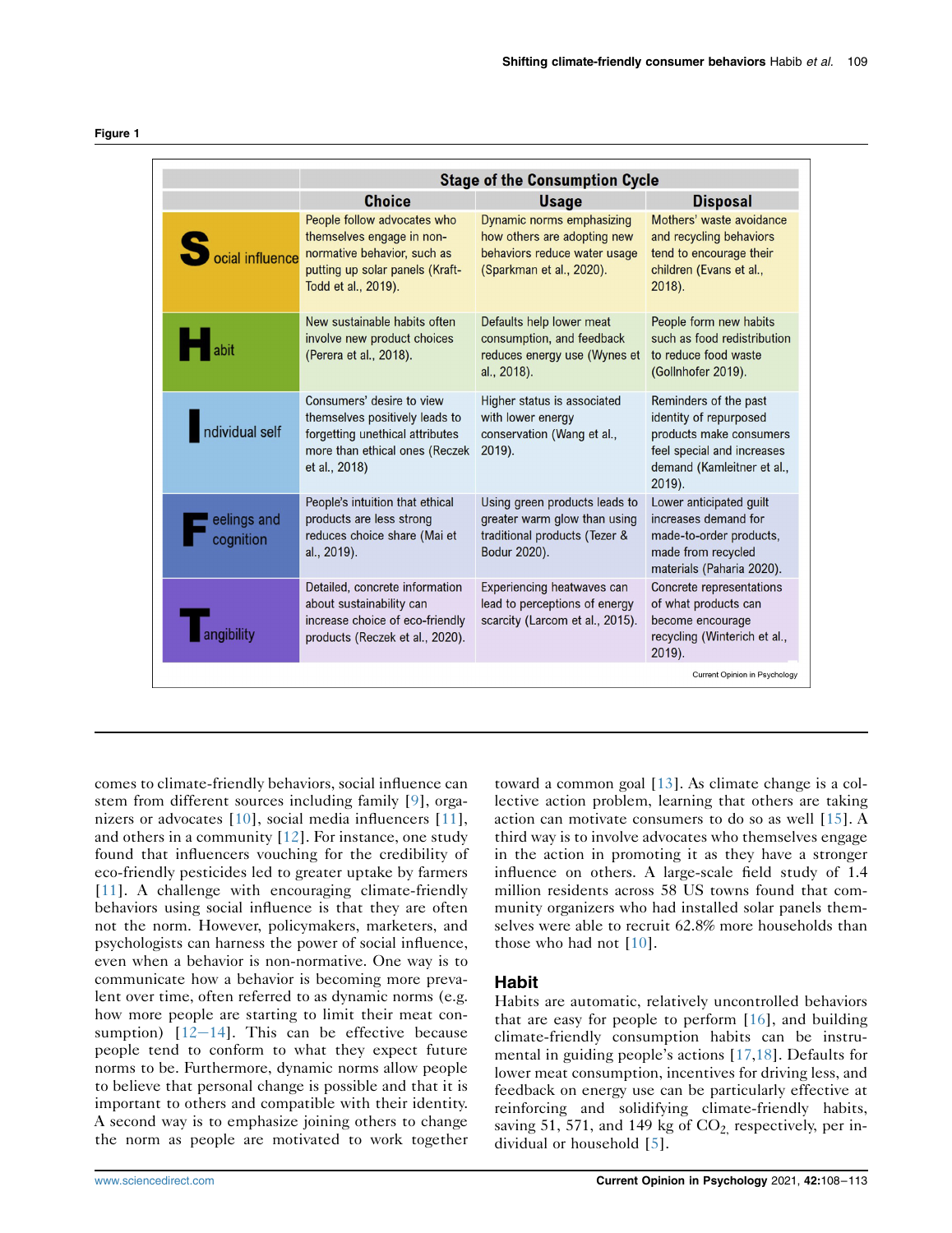Figure 1

| | Stage of the Consumption Cycle | | |
|---|---|---|---|
| | Choice | Usage | Disposal |
| **S**ocial influence | People follow advocates who themselves engage in non-normative behavior, such as putting up solar panels (Kraft-Todd et al., 2019). | Dynamic norms emphasizing how others are adopting new behaviors reduce water usage (Sparkman et al., 2020). | Mothers' waste avoidance and recycling behaviors tend to encourage their children (Evans et al., 2018). |
| **H**abit | New sustainable habits often involve new product choices (Perera et al., 2018). | Defaults help lower meat consumption, and feedback reduces energy use (Wynes et al., 2018). | People form new habits such as food redistribution to reduce food waste (Gollnhofer 2019). |
| **I**ndividual self | Consumers' desire to view themselves positively leads to forgetting unethical attributes more than ethical ones (Reczek et al., 2018) | Higher status is associated with lower energy conservation (Wang et al., 2019). | Reminders of the past identity of repurposed products make consumers feel special and increases demand (Kamleitner et al., 2019). |
| **F**eelings and cognition | People's intuition that ethical products are less strong reduces choice share (Mai et al., 2019). | Using green products leads to greater warm glow than using traditional products (Tezer & Bodur 2020). | Lower anticipated guilt increases demand for made-to-order products, made from recycled materials (Paharia 2020). |
| **T**angibility | Detailed, concrete information about sustainability can increase choice of eco-friendly products (Reczek et al., 2020). | Experiencing heatwaves can lead to perceptions of energy scarcity (Larcom et al., 2015). | Concrete representations of what products can become encourage recycling (Winterich et al., 2019). |

Current Opinion in Psychology

comes to climate-friendly behaviors, social influence can stem from different sources including family [9], organizers or advocates [10], social media influencers [11], and others in a community [12]. For instance, one study found that influencers vouching for the credibility of eco-friendly pesticides led to greater uptake by farmers [11]. A challenge with encouraging climate-friendly behaviors using social influence is that they are often not the norm. However, policymakers, marketers, and psychologists can harness the power of social influence, even when a behavior is non-normative. One way is to communicate how a behavior is becoming more prevalent over time, often referred to as dynamic norms (e.g. how more people are starting to limit their meat consumption) [12–14]. This can be effective because people tend to conform to what they expect future norms to be. Furthermore, dynamic norms allow people to believe that personal change is possible and that it is important to others and compatible with their identity. A second way is to emphasize joining others to change the norm as people are motivated to work together toward a common goal [13]. As climate change is a collective action problem, learning that others are taking action can motivate consumers to do so as well [15]. A third way is to involve advocates who themselves engage in the action in promoting it as they have a stronger influence on others. A large-scale field study of 1.4 million residents across 58 US towns found that community organizers who had installed solar panels themselves were able to recruit 62.8% more households than those who had not [10].

## Habit

Habits are automatic, relatively uncontrolled behaviors that are easy for people to perform [16], and building climate-friendly consumption habits can be instrumental in guiding people's actions [17,18]. Defaults for lower meat consumption, incentives for driving less, and feedback on energy use can be particularly effective at reinforcing and solidifying climate-friendly habits, saving 51, 571, and 149 kg of $CO_2$, respectively, per individual or household [5].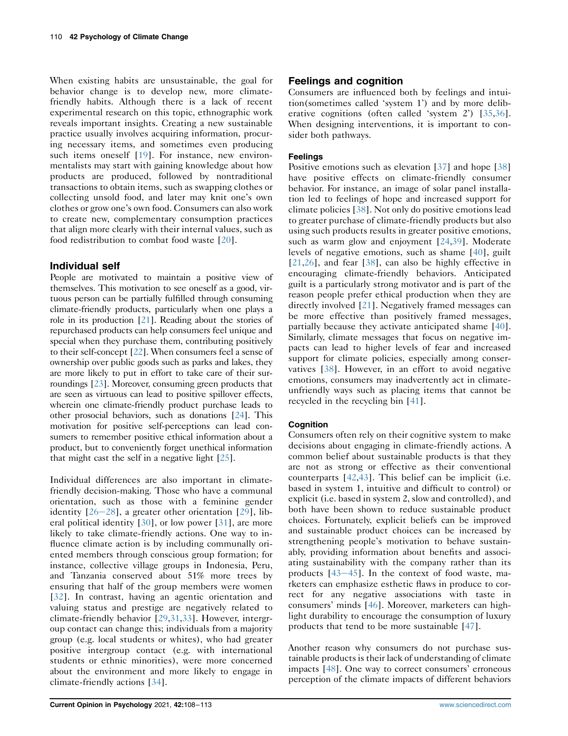When existing habits are unsustainable, the goal for behavior change is to develop new, more climate-friendly habits. Although there is a lack of recent experimental research on this topic, ethnographic work reveals important insights. Creating a new sustainable practice usually involves acquiring information, procuring necessary items, and sometimes even producing such items oneself [19]. For instance, new environmentalists may start with gaining knowledge about how products are produced, followed by nontraditional transactions to obtain items, such as swapping clothes or collecting unsold food, and later may knit one's own clothes or grow one's own food. Consumers can also work to create new, complementary consumption practices that align more clearly with their internal values, such as food redistribution to combat food waste [20].

## Individual self

People are motivated to maintain a positive view of themselves. This motivation to see oneself as a good, virtuous person can be partially fulfilled through consuming climate-friendly products, particularly when one plays a role in its production [21]. Reading about the stories of repurchased products can help consumers feel unique and special when they purchase them, contributing positively to their self-concept [22]. When consumers feel a sense of ownership over public goods such as parks and lakes, they are more likely to put in effort to take care of their surroundings [23]. Moreover, consuming green products that are seen as virtuous can lead to positive spillover effects, wherein one climate-friendly product purchase leads to other prosocial behaviors, such as donations [24]. This motivation for positive self-perceptions can lead consumers to remember positive ethical information about a product, but to conveniently forget unethical information that might cast the self in a negative light [25].

Individual differences are also important in climate-friendly decision-making. Those who have a communal orientation, such as those with a feminine gender identity [26–28], a greater other orientation [29], liberal political identity [30], or low power [31], are more likely to take climate-friendly actions. One way to influence climate action is by including communally oriented members through conscious group formation; for instance, collective village groups in Indonesia, Peru, and Tanzania conserved about 51% more trees by ensuring that half of the group members were women [32]. In contrast, having an agentic orientation and valuing status and prestige are negatively related to climate-friendly behavior [29,31,33]. However, intergroup contact can change this; individuals from a majority group (e.g. local students or whites), who had greater positive intergroup contact (e.g. with international students or ethnic minorities), were more concerned about the environment and more likely to engage in climate-friendly actions [34].

## Feelings and cognition

Consumers are influenced both by feelings and intuition(sometimes called 'system 1') and by more deliberative cognitions (often called 'system 2') [35,36]. When designing interventions, it is important to consider both pathways.

### Feelings

Positive emotions such as elevation [37] and hope [38] have positive effects on climate-friendly consumer behavior. For instance, an image of solar panel installation led to feelings of hope and increased support for climate policies [38]. Not only do positive emotions lead to greater purchase of climate-friendly products but also using such products results in greater positive emotions, such as warm glow and enjoyment [24,39]. Moderate levels of negative emotions, such as shame [40], guilt [21,26], and fear [38], can also be highly effective in encouraging climate-friendly behaviors. Anticipated guilt is a particularly strong motivator and is part of the reason people prefer ethical production when they are directly involved [21]. Negatively framed messages can be more effective than positively framed messages, partially because they activate anticipated shame [40]. Similarly, climate messages that focus on negative impacts can lead to higher levels of fear and increased support for climate policies, especially among conservatives [38]. However, in an effort to avoid negative emotions, consumers may inadvertently act in climate-unfriendly ways such as placing items that cannot be recycled in the recycling bin [41].

### Cognition

Consumers often rely on their cognitive system to make decisions about engaging in climate-friendly actions. A common belief about sustainable products is that they are not as strong or effective as their conventional counterparts [42,43]. This belief can be implicit (i.e. based in system 1, intuitive and difficult to control) or explicit (i.e. based in system 2, slow and controlled), and both have been shown to reduce sustainable product choices. Fortunately, explicit beliefs can be improved and sustainable product choices can be increased by strengthening people's motivation to behave sustainably, providing information about benefits and associating sustainability with the company rather than its products [43–45]. In the context of food waste, marketers can emphasize esthetic flaws in produce to correct for any negative associations with taste in consumers' minds [46]. Moreover, marketers can highlight durability to encourage the consumption of luxury products that tend to be more sustainable [47].

Another reason why consumers do not purchase sustainable products is their lack of understanding of climate impacts [48]. One way to correct consumers' erroneous perception of the climate impacts of different behaviors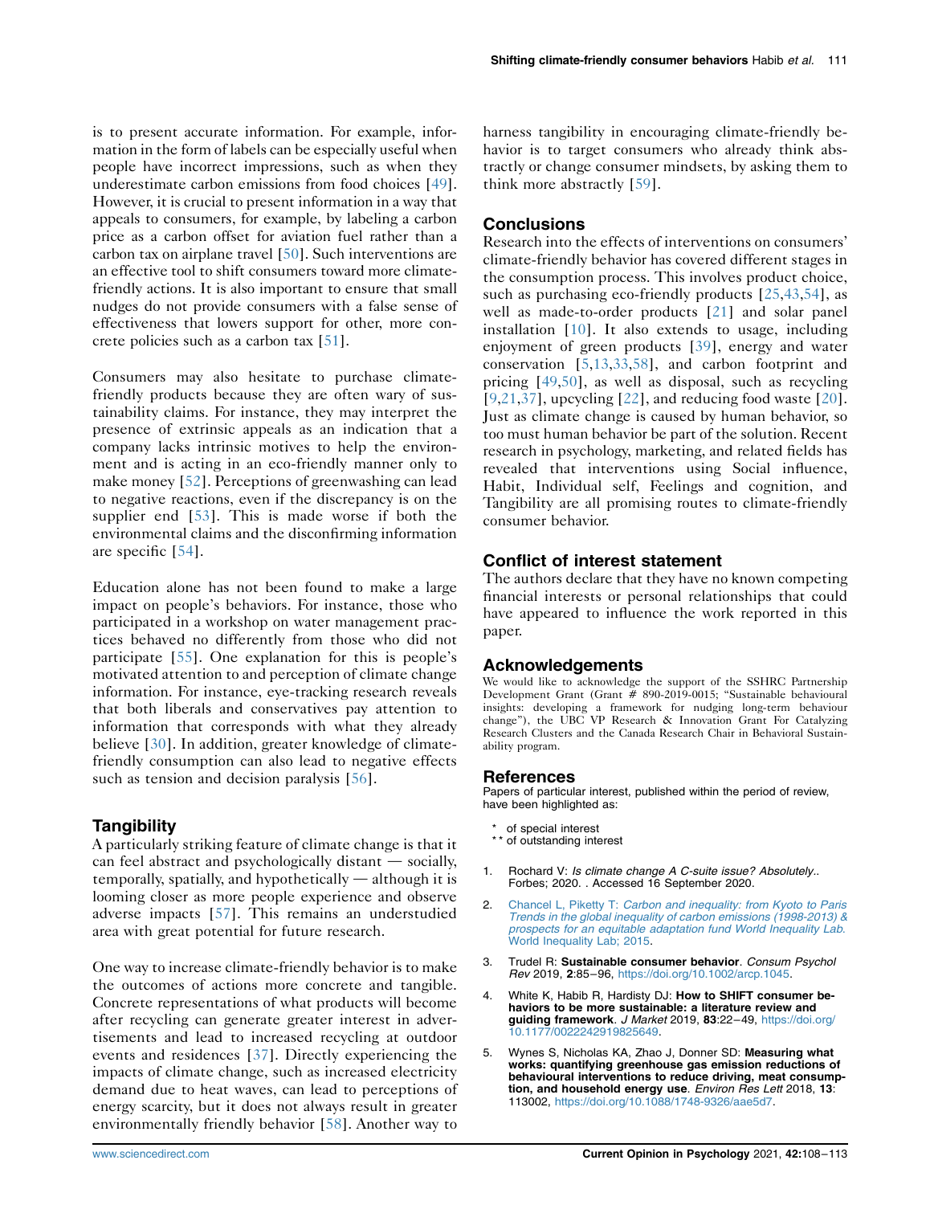is to present accurate information. For example, information in the form of labels can be especially useful when people have incorrect impressions, such as when they underestimate carbon emissions from food choices [49]. However, it is crucial to present information in a way that appeals to consumers, for example, by labeling a carbon price as a carbon offset for aviation fuel rather than a carbon tax on airplane travel [50]. Such interventions are an effective tool to shift consumers toward more climate-friendly actions. It is also important to ensure that small nudges do not provide consumers with a false sense of effectiveness that lowers support for other, more concrete policies such as a carbon tax [51].

Consumers may also hesitate to purchase climate-friendly products because they are often wary of sustainability claims. For instance, they may interpret the presence of extrinsic appeals as an indication that a company lacks intrinsic motives to help the environment and is acting in an eco-friendly manner only to make money [52]. Perceptions of greenwashing can lead to negative reactions, even if the discrepancy is on the supplier end [53]. This is made worse if both the environmental claims and the disconfirming information are specific [54].

Education alone has not been found to make a large impact on people's behaviors. For instance, those who participated in a workshop on water management practices behaved no differently from those who did not participate [55]. One explanation for this is people's motivated attention to and perception of climate change information. For instance, eye-tracking research reveals that both liberals and conservatives pay attention to information that corresponds with what they already believe [30]. In addition, greater knowledge of climate-friendly consumption can also lead to negative effects such as tension and decision paralysis [56].

## Tangibility

A particularly striking feature of climate change is that it can feel abstract and psychologically distant — socially, temporally, spatially, and hypothetically — although it is looming closer as more people experience and observe adverse impacts [57]. This remains an understudied area with great potential for future research.

One way to increase climate-friendly behavior is to make the outcomes of actions more concrete and tangible. Concrete representations of what products will become after recycling can generate greater interest in advertisements and lead to increased recycling at outdoor events and residences [37]. Directly experiencing the impacts of climate change, such as increased electricity demand due to heat waves, can lead to perceptions of energy scarcity, but it does not always result in greater environmentally friendly behavior [58]. Another way to harness tangibility in encouraging climate-friendly behavior is to target consumers who already think abstractly or change consumer mindsets, by asking them to think more abstractly [59].

## Conclusions

Research into the effects of interventions on consumers' climate-friendly behavior has covered different stages in the consumption process. This involves product choice, such as purchasing eco-friendly products [25,43,54], as well as made-to-order products [21] and solar panel installation [10]. It also extends to usage, including enjoyment of green products [39], energy and water conservation [5,13,33,58], and carbon footprint and pricing [49,50], as well as disposal, such as recycling [9,21,37], upcycling [22], and reducing food waste [20]. Just as climate change is caused by human behavior, so too must human behavior be part of the solution. Recent research in psychology, marketing, and related fields has revealed that interventions using Social influence, Habit, Individual self, Feelings and cognition, and Tangibility are all promising routes to climate-friendly consumer behavior.

## Conflict of interest statement

The authors declare that they have no known competing financial interests or personal relationships that could have appeared to influence the work reported in this paper.

## Acknowledgements

We would like to acknowledge the support of the SSHRC Partnership Development Grant (Grant # 890-2019-0015; "Sustainable behavioural insights: developing a framework for nudging long-term behaviour change"), the UBC VP Research & Innovation Grant For Catalyzing Research Clusters and the Canada Research Chair in Behavioral Sustainability program.

## References

Papers of particular interest, published within the period of review, have been highlighted as:

- * of special interest
- ** of outstanding interest

1. Rochard V: *Is climate change A C-suite issue? Absolutely.*. Forbes; 2020. . Accessed 16 September 2020.
2. Chancel L, Piketty T: *Carbon and inequality: from Kyoto to Paris Trends in the global inequality of carbon emissions (1998-2013) & prospects for an equitable adaptation fund World Inequality Lab.* World Inequality Lab; 2015.
3. Trudel R: **Sustainable consumer behavior**. *Consum Psychol Rev* 2019, **2**:85–96, https://doi.org/10.1002/arcp.1045.
4. White K, Habib R, Hardisty DJ: **How to SHIFT consumer behaviors to be more sustainable: a literature review and guiding framework**. *J Market* 2019, **83**:22–49, https://doi.org/10.1177/0022242919825649.
5. Wynes S, Nicholas KA, Zhao J, Donner SD: **Measuring what works: quantifying greenhouse gas emission reductions of behavioural interventions to reduce driving, meat consumption, and household energy use**. *Environ Res Lett* 2018, **13**: 113002, https://doi.org/10.1088/1748-9326/aae5d7.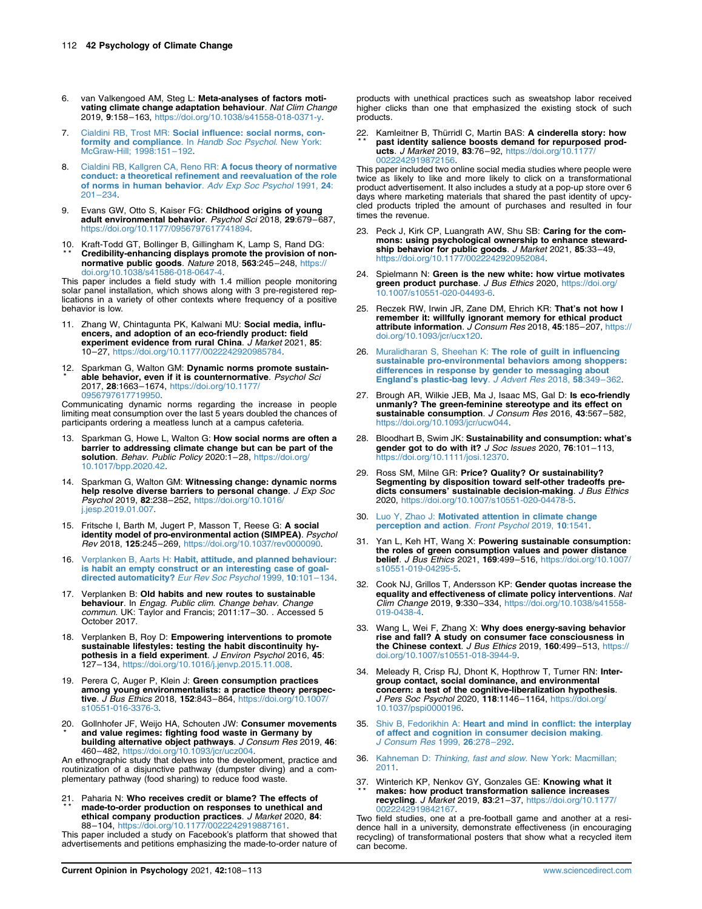6. van Valkengoed AM, Steg L: **Meta-analyses of factors motivating climate change adaptation behaviour**. *Nat Clim Change* 2019, **9**:158–163, https://doi.org/10.1038/s41558-018-0371-y.

7. Cialdini RB, Trost MR: **Social influence: social norms, conformity and compliance**. In *Handb Soc Psychol*. New York: McGraw-Hill; 1998:151–192.

8. Cialdini RB, Kallgren CA, Reno RR: **A focus theory of normative conduct: a theoretical refinement and reevaluation of the role of norms in human behavior**. *Adv Exp Soc Psychol* 1991, **24**: 201–234.

9. Evans GW, Otto S, Kaiser FG: **Childhood origins of young adult environmental behavior**. *Psychol Sci* 2018, **29**:679–687, https://doi.org/10.1177/0956797617741894.

10. ** Kraft-Todd GT, Bollinger B, Gillingham K, Lamp S, Rand DG: **Credibility-enhancing displays promote the provision of non-normative public goods**. *Nature* 2018, **563**:245–248, https://doi.org/10.1038/s41586-018-0647-4.

This paper includes a field study with 1.4 million people monitoring solar panel installation, which shows along with 3 pre-registered replications in a variety of other contexts where frequency of a positive behavior is low.

11. Zhang W, Chintagunta PK, Kalwani MU: **Social media, influencers, and adoption of an eco-friendly product: field experiment evidence from rural China**. *J Market* 2021, **85**: 10–27, https://doi.org/10.1177/0022242920985784.

12. * Sparkman G, Walton GM: **Dynamic norms promote sustainable behavior, even if it is counternormative**. *Psychol Sci* 2017, **28**:1663–1674, https://doi.org/10.1177/0956797617719950.

Communicating dynamic norms regarding the increase in people limiting meat consumption over the last 5 years doubled the chances of participants ordering a meatless lunch at a campus cafeteria.

13. Sparkman G, Howe L, Walton G: **How social norms are often a barrier to addressing climate change but can be part of the solution**. *Behav. Public Policy* 2020:1–28, https://doi.org/10.1017/bpp.2020.42.

14. Sparkman G, Walton GM: **Witnessing change: dynamic norms help resolve diverse barriers to personal change**. *J Exp Soc Psychol* 2019, **82**:238–252, https://doi.org/10.1016/j.jesp.2019.01.007.

15. Fritsche I, Barth M, Jugert P, Masson T, Reese G: **A social identity model of pro-environmental action (SIMPEA)**. *Psychol Rev* 2018, **125**:245–269, https://doi.org/10.1037/rev0000090.

16. Verplanken B, Aarts H: **Habit, attitude, and planned behaviour: is habit an empty construct or an interesting case of goal-directed automaticity?** *Eur Rev Soc Psychol* 1999, **10**:101–134.

17. Verplanken B: **Old habits and new routes to sustainable behaviour**. In *Engag. Public clim. Change behav. Change commun.* UK: Taylor and Francis; 2011:17–30. . Accessed 5 October 2017.

18. Verplanken B, Roy D: **Empowering interventions to promote sustainable lifestyles: testing the habit discontinuity hypothesis in a field experiment**. *J Environ Psychol* 2016, **45**: 127–134, https://doi.org/10.1016/j.jenvp.2015.11.008.

19. Perera C, Auger P, Klein J: **Green consumption practices among young environmentalists: a practice theory perspective**. *J Bus Ethics* 2018, **152**:843–864, https://doi.org/10.1007/s10551-016-3376-3.

20. * Gollnhofer JF, Weijo HA, Schouten JW: **Consumer movements and value regimes: fighting food waste in Germany by building alternative object pathways**. *J Consum Res* 2019, **46**: 460–482, https://doi.org/10.1093/jcr/ucz004.

An ethnographic study that delves into the development, practice and routinization of a disjunctive pathway (dumpster diving) and a complementary pathway (food sharing) to reduce food waste.

21. ** Paharia N: **Who receives credit or blame? The effects of made-to-order production on responses to unethical and ethical company production practices**. *J Market* 2020, **84**: 88–104, https://doi.org/10.1177/0022242919887161.

This paper included a study on Facebook's platform that showed that advertisements and petitions emphasizing the made-to-order nature of products with unethical practices such as sweatshop labor received higher clicks than one that emphasized the existing stock of such products.

22. ** Kamleitner B, Thürridl C, Martin BAS: **A cinderella story: how past identity salience boosts demand for repurposed products**. *J Market* 2019, **83**:76–92, https://doi.org/10.1177/0022242919872156.

This paper included two online social media studies where people were twice as likely to like and more likely to click on a transformational product advertisement. It also includes a study at a pop-up store over 6 days where marketing materials that shared the past identity of upcycled products tripled the amount of purchases and resulted in four times the revenue.

23. Peck J, Kirk CP, Luangrath AW, Shu SB: **Caring for the commons: using psychological ownership to enhance stewardship behavior for public goods**. *J Market* 2021, **85**:33–49, https://doi.org/10.1177/0022242920952084.

24. Spielmann N: **Green is the new white: how virtue motivates green product purchase**. *J Bus Ethics* 2020, https://doi.org/10.1007/s10551-020-04493-6.

25. Reczek RW, Irwin JR, Zane DM, Ehrich KR: **That's not how I remember it: willfully ignorant memory for ethical product attribute information**. *J Consum Res* 2018, **45**:185–207, https://doi.org/10.1093/jcr/ucx120.

26. Muralidharan S, Sheehan K: **The role of guilt in influencing sustainable pro-environmental behaviors among shoppers: differences in response by gender to messaging about England's plastic-bag levy**. *J Advert Res* 2018, **58**:349–362.

27. Brough AR, Wilkie JEB, Ma J, Isaac MS, Gal D: **Is eco-friendly unmanly? The green-feminine stereotype and its effect on sustainable consumption**. *J Consum Res* 2016, **43**:567–582, https://doi.org/10.1093/jcr/ucw044.

28. Bloodhart B, Swim JK: **Sustainability and consumption: what's gender got to do with it?** *J Soc Issues* 2020, **76**:101–113, https://doi.org/10.1111/josi.12370.

29. Ross SM, Milne GR: **Price? Quality? Or sustainability? Segmenting by disposition toward self-other tradeoffs predicts consumers' sustainable decision-making**. *J Bus Ethics* 2020, https://doi.org/10.1007/s10551-020-04478-5.

30. Luo Y, Zhao J: **Motivated attention in climate change perception and action**. *Front Psychol* 2019, **10**:1541.

31. Yan L, Keh HT, Wang X: **Powering sustainable consumption: the roles of green consumption values and power distance belief**. *J Bus Ethics* 2021, **169**:499–516, https://doi.org/10.1007/s10551-019-04295-5.

32. Cook NJ, Grillos T, Andersson KP: **Gender quotas increase the equality and effectiveness of climate policy interventions**. *Nat Clim Change* 2019, **9**:330–334, https://doi.org/10.1038/s41558-019-0438-4.

33. Wang L, Wei F, Zhang X: **Why does energy-saving behavior rise and fall? A study on consumer face consciousness in the Chinese context**. *J Bus Ethics* 2019, **160**:499–513, https://doi.org/10.1007/s10551-018-3944-9.

34. Meleady R, Crisp RJ, Dhont K, Hopthrow T, Turner RN: **Intergroup contact, social dominance, and environmental concern: a test of the cognitive-liberalization hypothesis**. *J Pers Soc Psychol* 2020, **118**:1146–1164, https://doi.org/10.1037/pspi0000196.

35. Shiv B, Fedorikhin A: **Heart and mind in conflict: the interplay of affect and cognition in consumer decision making**. *J Consum Res* 1999, **26**:278–292.

36. Kahneman D: *Thinking, fast and slow*. New York: Macmillan; 2011.

37. ** Winterich KP, Nenkov GY, Gonzales GE: **Knowing what it makes: how product transformation salience increases recycling**. *J Market* 2019, **83**:21–37, https://doi.org/10.1177/0022242919842167.

Two field studies, one at a pre-football game and another at a residence hall in a university, demonstrate effectiveness (in encouraging recycling) of transformational posters that show what a recycled item can become.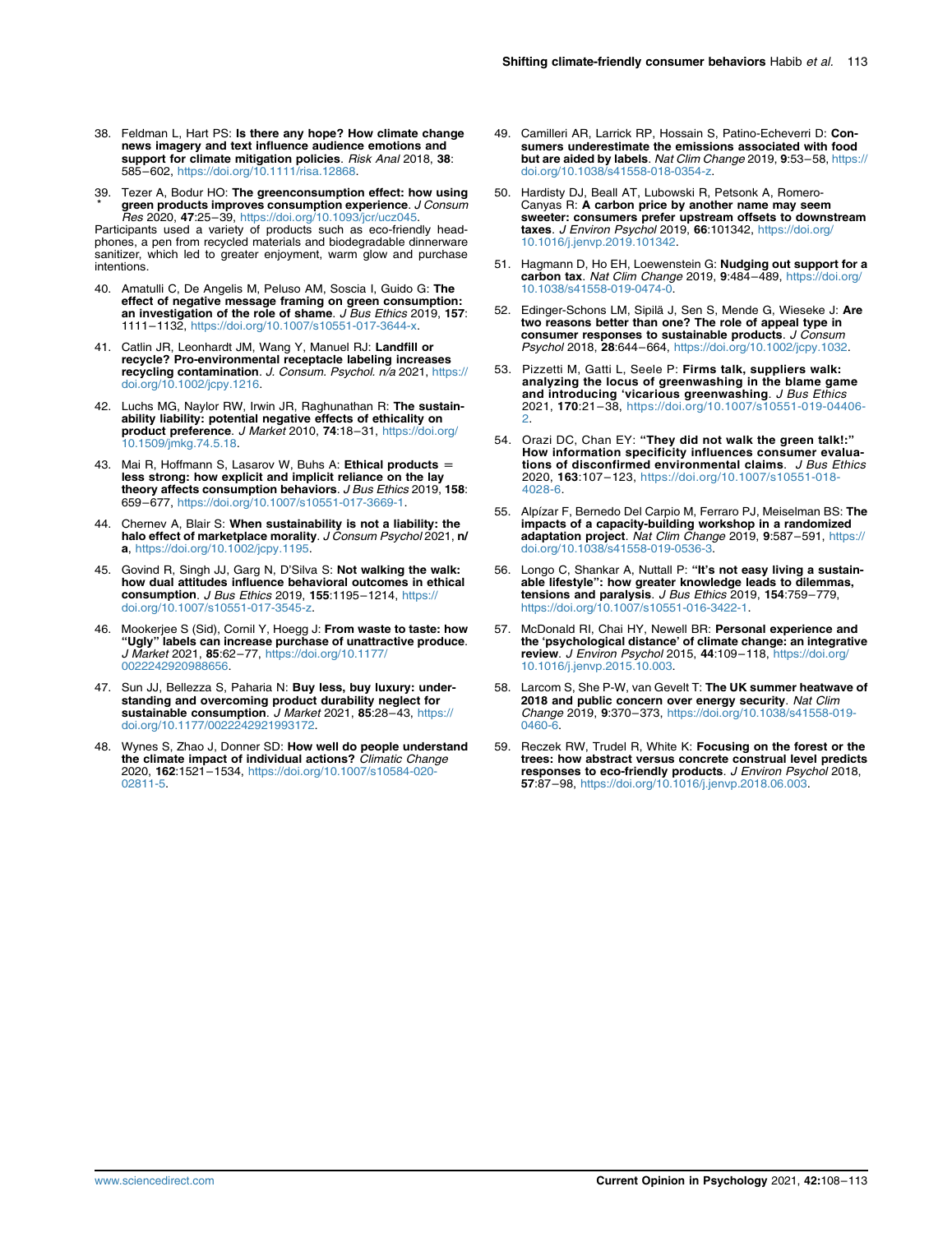38. Feldman L, Hart PS: **Is there any hope? How climate change news imagery and text influence audience emotions and support for climate mitigation policies**. *Risk Anal* 2018, **38**: 585–602, https://doi.org/10.1111/risa.12868.

39. * Tezer A, Bodur HO: **The greenconsumption effect: how using green products improves consumption experience**. *J Consum Res* 2020, **47**:25–39, https://doi.org/10.1093/jcr/ucz045.
Participants used a variety of products such as eco-friendly headphones, a pen from recycled materials and biodegradable dinnerware sanitizer, which led to greater enjoyment, warm glow and purchase intentions.

40. Amatulli C, De Angelis M, Peluso AM, Soscia I, Guido G: **The effect of negative message framing on green consumption: an investigation of the role of shame**. *J Bus Ethics* 2019, **157**: 1111–1132, https://doi.org/10.1007/s10551-017-3644-x.

41. Catlin JR, Leonhardt JM, Wang Y, Manuel RJ: **Landfill or recycle? Pro-environmental receptacle labeling increases recycling contamination**. *J. Consum. Psychol. n/a* 2021, https://doi.org/10.1002/jcpy.1216.

42. Luchs MG, Naylor RW, Irwin JR, Raghunathan R: **The sustainability liability: potential negative effects of ethicality on product preference**. *J Market* 2010, **74**:18–31, https://doi.org/10.1509/jmkg.74.5.18.

43. Mai R, Hoffmann S, Lasarov W, Buhs A: **Ethical products = less strong: how explicit and implicit reliance on the lay theory affects consumption behaviors**. *J Bus Ethics* 2019, **158**: 659–677, https://doi.org/10.1007/s10551-017-3669-1.

44. Chernev A, Blair S: **When sustainability is not a liability: the halo effect of marketplace morality**. *J Consum Psychol* 2021, **n/a**, https://doi.org/10.1002/jcpy.1195.

45. Govind R, Singh JJ, Garg N, D'Silva S: **Not walking the walk: how dual attitudes influence behavioral outcomes in ethical consumption**. *J Bus Ethics* 2019, **155**:1195–1214, https://doi.org/10.1007/s10551-017-3545-z.

46. Mookerjee S (Sid), Cornil Y, Hoegg J: **From waste to taste: how "Ugly" labels can increase purchase of unattractive produce**. *J Market* 2021, **85**:62–77, https://doi.org/10.1177/0022242920988656.

47. Sun JJ, Bellezza S, Paharia N: **Buy less, buy luxury: understanding and overcoming product durability neglect for sustainable consumption**. *J Market* 2021, **85**:28–43, https://doi.org/10.1177/0022242921993172.

48. Wynes S, Zhao J, Donner SD: **How well do people understand the climate impact of individual actions?** *Climatic Change* 2020, **162**:1521–1534, https://doi.org/10.1007/s10584-020-02811-5.

49. Camilleri AR, Larrick RP, Hossain S, Patino-Echeverri D: **Consumers underestimate the emissions associated with food but are aided by labels**. *Nat Clim Change* 2019, **9**:53–58, https://doi.org/10.1038/s41558-018-0354-z.

50. Hardisty DJ, Beall AT, Lubowski R, Petsonk A, Romero-Canyas R: **A carbon price by another name may seem sweeter: consumers prefer upstream offsets to downstream taxes**. *J Environ Psychol* 2019, **66**:101342, https://doi.org/10.1016/j.jenvp.2019.101342.

51. Hagmann D, Ho EH, Loewenstein G: **Nudging out support for a carbon tax**. *Nat Clim Change* 2019, **9**:484–489, https://doi.org/10.1038/s41558-019-0474-0.

52. Edinger-Schons LM, Sipilä J, Sen S, Mende G, Wieseke J: **Are two reasons better than one? The role of appeal type in consumer responses to sustainable products**. *J Consum Psychol* 2018, **28**:644–664, https://doi.org/10.1002/jcpy.1032.

53. Pizzetti M, Gatti L, Seele P: **Firms talk, suppliers walk: analyzing the locus of greenwashing in the blame game and introducing 'vicarious greenwashing**. *J Bus Ethics* 2021, **170**:21–38, https://doi.org/10.1007/s10551-019-04406-2.

54. Orazi DC, Chan EY: **"They did not walk the green talk!:" How information specificity influences consumer evaluations of disconfirmed environmental claims**. *J Bus Ethics* 2020, **163**:107–123, https://doi.org/10.1007/s10551-018-4028-6.

55. Alpízar F, Bernedo Del Carpio M, Ferraro PJ, Meiselman BS: **The impacts of a capacity-building workshop in a randomized adaptation project**. *Nat Clim Change* 2019, **9**:587–591, https://doi.org/10.1038/s41558-019-0536-3.

56. Longo C, Shankar A, Nuttall P: **"It's not easy living a sustainable lifestyle": how greater knowledge leads to dilemmas, tensions and paralysis**. *J Bus Ethics* 2019, **154**:759–779, https://doi.org/10.1007/s10551-016-3422-1.

57. McDonald RI, Chai HY, Newell BR: **Personal experience and the 'psychological distance' of climate change: an integrative review**. *J Environ Psychol* 2015, **44**:109–118, https://doi.org/10.1016/j.jenvp.2015.10.003.

58. Larcom S, She P-W, van Gevelt T: **The UK summer heatwave of 2018 and public concern over energy security**. *Nat Clim Change* 2019, **9**:370–373, https://doi.org/10.1038/s41558-019-0460-6.

59. Reczek RW, Trudel R, White K: **Focusing on the forest or the trees: how abstract versus concrete construal level predicts responses to eco-friendly products**. *J Environ Psychol* 2018, **57**:87–98, https://doi.org/10.1016/j.jenvp.2018.06.003.